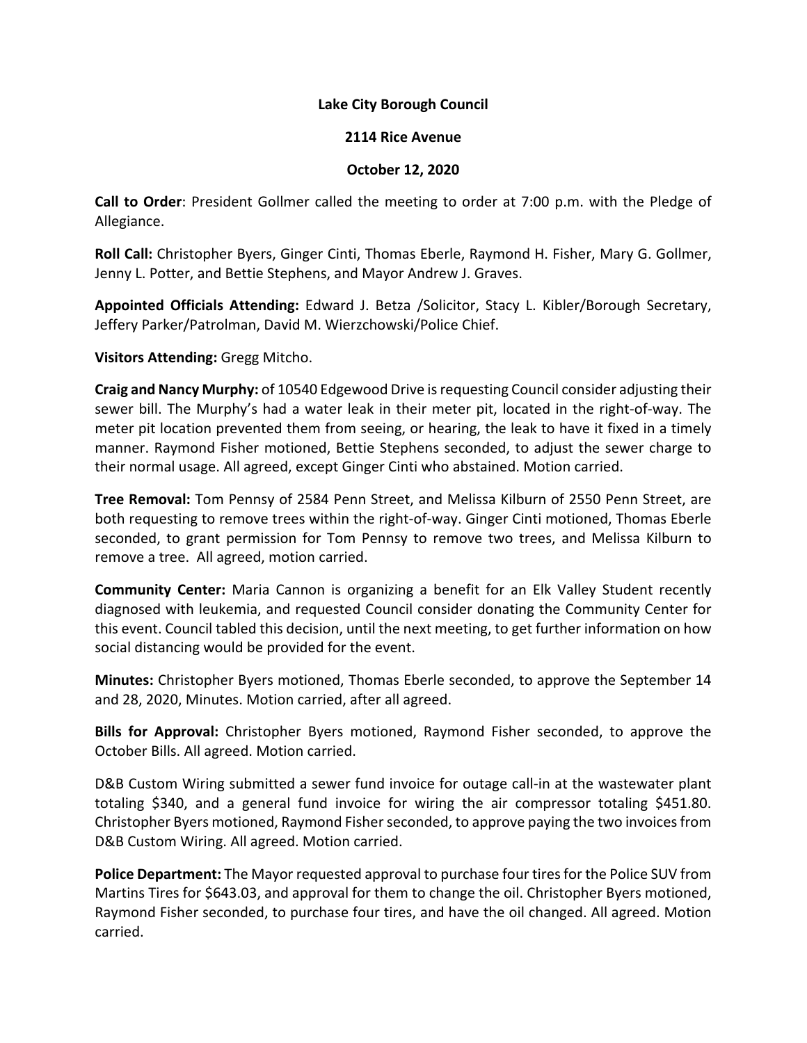**Lake City Borough Council**

**2114 Rice Avenue**

**October 12, 2020**

**Call to Order**: President Gollmer called the meeting to order at 7:00 p.m. with the Pledge of Allegiance.

**Roll Call:** Christopher Byers, Ginger Cinti, Thomas Eberle, Raymond H. Fisher, Mary G. Gollmer, Jenny L. Potter, and Bettie Stephens, and Mayor Andrew J. Graves.

**Appointed Officials Attending:** Edward J. Betza /Solicitor, Stacy L. Kibler/Borough Secretary, Jeffery Parker/Patrolman, David M. Wierzchowski/Police Chief.

**Visitors Attending:** Gregg Mitcho.

**Craig and Nancy Murphy:** of 10540 Edgewood Drive is requesting Council consider adjusting their sewer bill. The Murphy's had a water leak in their meter pit, located in the right-of-way. The meter pit location prevented them from seeing, or hearing, the leak to have it fixed in a timely manner. Raymond Fisher motioned, Bettie Stephens seconded, to adjust the sewer charge to their normal usage. All agreed, except Ginger Cinti who abstained. Motion carried.

**Tree Removal:** Tom Pennsy of 2584 Penn Street, and Melissa Kilburn of 2550 Penn Street, are both requesting to remove trees within the right-of-way. Ginger Cinti motioned, Thomas Eberle seconded, to grant permission for Tom Pennsy to remove two trees, and Melissa Kilburn to remove a tree. All agreed, motion carried.

**Community Center:** Maria Cannon is organizing a benefit for an Elk Valley Student recently diagnosed with leukemia, and requested Council consider donating the Community Center for this event. Council tabled this decision, until the next meeting, to get further information on how social distancing would be provided for the event.

**Minutes:** Christopher Byers motioned, Thomas Eberle seconded, to approve the September 14 and 28, 2020, Minutes. Motion carried, after all agreed.

**Bills for Approval:** Christopher Byers motioned, Raymond Fisher seconded, to approve the October Bills. All agreed. Motion carried.

D&B Custom Wiring submitted a sewer fund invoice for outage call-in at the wastewater plant totaling $340, and a general fund invoice for wiring the air compressor totaling $451.80. Christopher Byers motioned, Raymond Fisher seconded, to approve paying the two invoices from D&B Custom Wiring. All agreed. Motion carried.

**Police Department:** The Mayor requested approval to purchase four tires for the Police SUV from Martins Tires for $643.03, and approval for them to change the oil. Christopher Byers motioned, Raymond Fisher seconded, to purchase four tires, and have the oil changed. All agreed. Motion carried.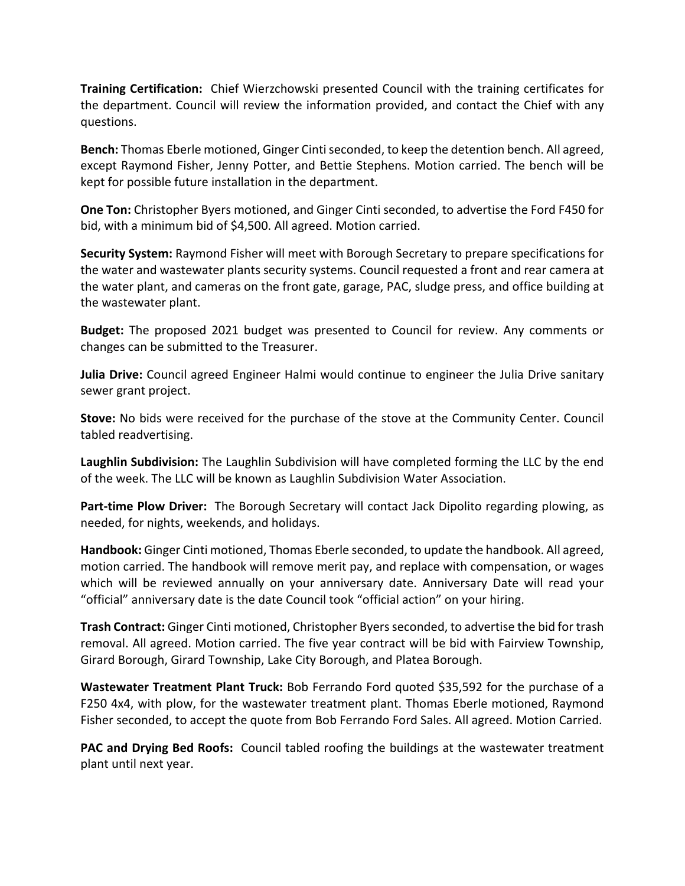**Training Certification:** Chief Wierzchowski presented Council with the training certificates for the department. Council will review the information provided, and contact the Chief with any questions.

**Bench:** Thomas Eberle motioned, Ginger Cinti seconded, to keep the detention bench. All agreed, except Raymond Fisher, Jenny Potter, and Bettie Stephens. Motion carried. The bench will be kept for possible future installation in the department.

**One Ton:** Christopher Byers motioned, and Ginger Cinti seconded, to advertise the Ford F450 for bid, with a minimum bid of $4,500. All agreed. Motion carried.

**Security System:** Raymond Fisher will meet with Borough Secretary to prepare specifications for the water and wastewater plants security systems. Council requested a front and rear camera at the water plant, and cameras on the front gate, garage, PAC, sludge press, and office building at the wastewater plant.

**Budget:** The proposed 2021 budget was presented to Council for review. Any comments or changes can be submitted to the Treasurer.

**Julia Drive:** Council agreed Engineer Halmi would continue to engineer the Julia Drive sanitary sewer grant project.

**Stove:** No bids were received for the purchase of the stove at the Community Center. Council tabled readvertising.

**Laughlin Subdivision:** The Laughlin Subdivision will have completed forming the LLC by the end of the week. The LLC will be known as Laughlin Subdivision Water Association.

**Part-time Plow Driver:** The Borough Secretary will contact Jack Dipolito regarding plowing, as needed, for nights, weekends, and holidays.

**Handbook:** Ginger Cinti motioned, Thomas Eberle seconded, to update the handbook. All agreed, motion carried. The handbook will remove merit pay, and replace with compensation, or wages which will be reviewed annually on your anniversary date. Anniversary Date will read your "official" anniversary date is the date Council took "official action" on your hiring.

**Trash Contract:** Ginger Cinti motioned, Christopher Byers seconded, to advertise the bid for trash removal. All agreed. Motion carried. The five year contract will be bid with Fairview Township, Girard Borough, Girard Township, Lake City Borough, and Platea Borough.

**Wastewater Treatment Plant Truck:** Bob Ferrando Ford quoted $35,592 for the purchase of a F250 4x4, with plow, for the wastewater treatment plant. Thomas Eberle motioned, Raymond Fisher seconded, to accept the quote from Bob Ferrando Ford Sales. All agreed. Motion Carried.

**PAC and Drying Bed Roofs:** Council tabled roofing the buildings at the wastewater treatment plant until next year.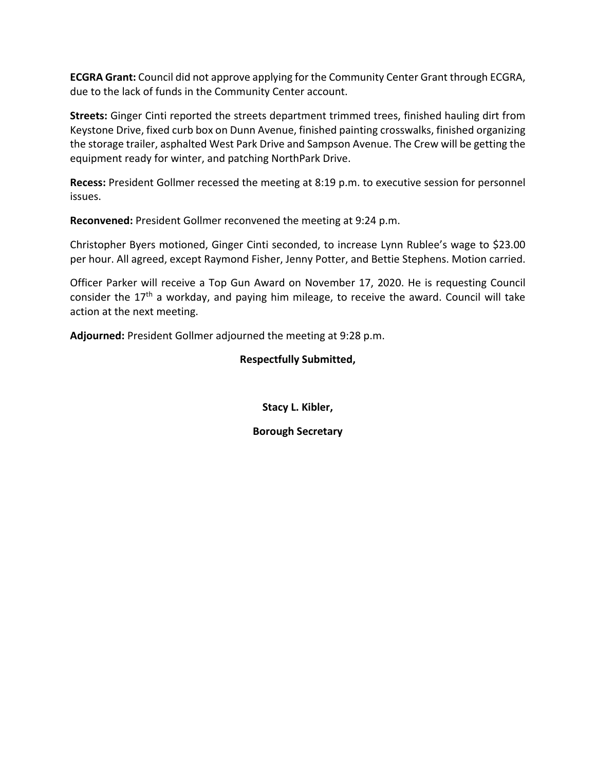**ECGRA Grant:** Council did not approve applying for the Community Center Grant through ECGRA, due to the lack of funds in the Community Center account.

**Streets:** Ginger Cinti reported the streets department trimmed trees, finished hauling dirt from Keystone Drive, fixed curb box on Dunn Avenue, finished painting crosswalks, finished organizing the storage trailer, asphalted West Park Drive and Sampson Avenue. The Crew will be getting the equipment ready for winter, and patching NorthPark Drive.

**Recess:** President Gollmer recessed the meeting at 8:19 p.m. to executive session for personnel issues.

**Reconvened:** President Gollmer reconvened the meeting at 9:24 p.m.

Christopher Byers motioned, Ginger Cinti seconded, to increase Lynn Rublee's wage to $23.00 per hour. All agreed, except Raymond Fisher, Jenny Potter, and Bettie Stephens. Motion carried.

Officer Parker will receive a Top Gun Award on November 17, 2020. He is requesting Council consider the 17th a workday, and paying him mileage, to receive the award. Council will take action at the next meeting.

**Adjourned:** President Gollmer adjourned the meeting at 9:28 p.m.

**Respectfully Submitted,**

**Stacy L. Kibler,**

**Borough Secretary**